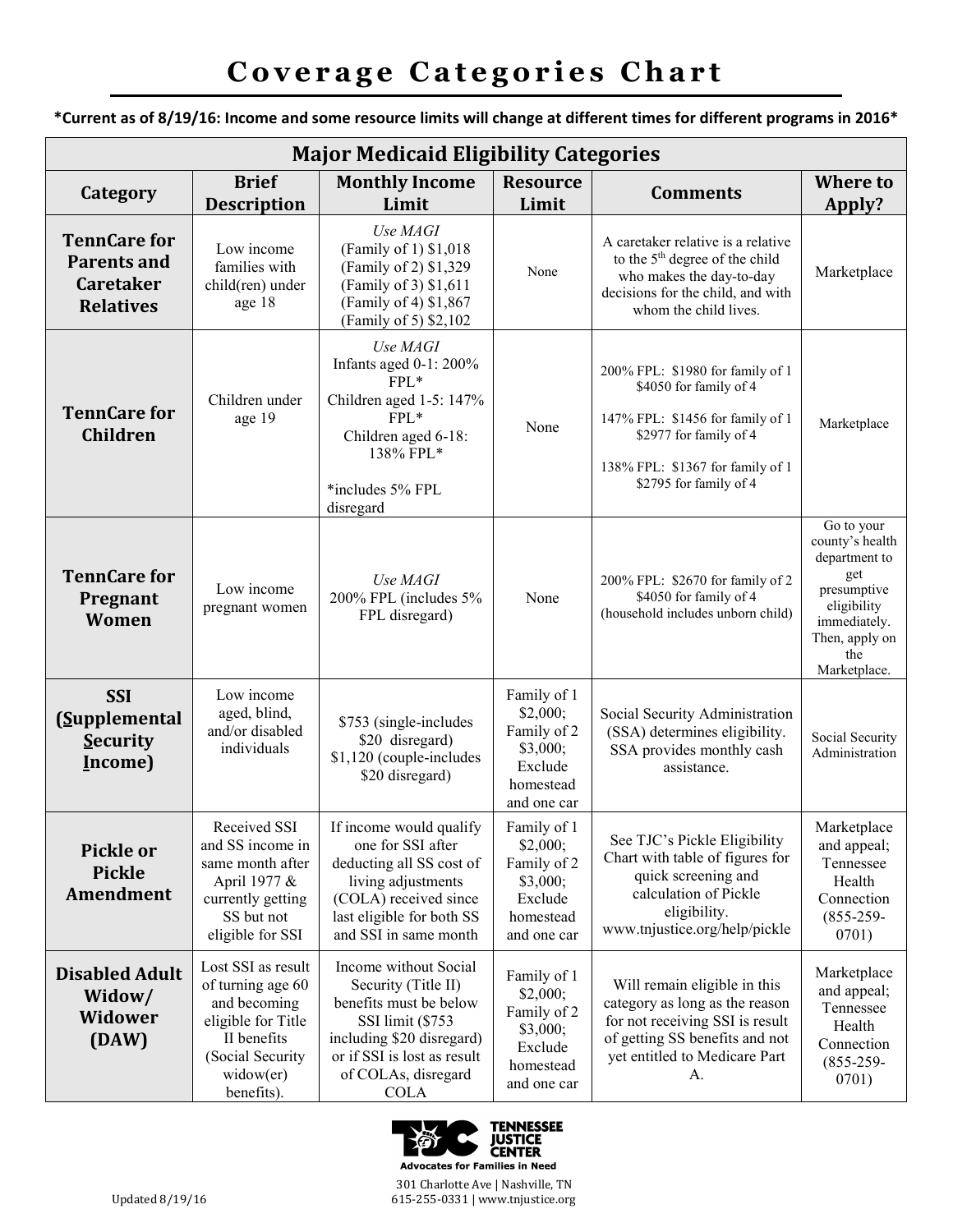# Coverage Categories Chart

**\*Current as of 8/19/16: Income and some resource limits will change at different times for different programs in 2016\***

| Major Medicaid Eligibility Categories | | | | | |
|---|---|---|---|---|---|
| **Category** | **Brief Description** | **Monthly Income Limit** | **Resource Limit** | **Comments** | **Where to Apply?** |
| **TennCare for Parents and Caretaker Relatives** | Low income families with child(ren) under age 18 | *Use MAGI*<br>(Family of 1) $1,018<br>(Family of 2) $1,329<br>(Family of 3) $1,611<br>(Family of 4) $1,867<br>(Family of 5) $2,102 | None | A caretaker relative is a relative to the 5th degree of the child who makes the day-to-day decisions for the child, and with whom the child lives. | Marketplace |
| **TennCare for Children** | Children under age 19 | *Use MAGI*<br>Infants aged 0-1: 200% FPL*<br>Children aged 1-5: 147% FPL*<br>Children aged 6-18: 138% FPL*<br><br>*includes 5% FPL disregard | None | 200% FPL: $1980 for family of 1<br>$4050 for family of 4<br><br>147% FPL: $1456 for family of 1<br>$2977 for family of 4<br><br>138% FPL: $1367 for family of 1<br>$2795 for family of 4 | Marketplace |
| **TennCare for Pregnant Women** | Low income pregnant women | *Use MAGI*<br>200% FPL (includes 5% FPL disregard) | None | 200% FPL: $2670 for family of 2<br>$4050 for family of 4<br>(household includes unborn child) | Go to your county's health department to get presumptive eligibility immediately. Then, apply on the Marketplace. |
| **SSI (Supplemental Security Income)** | Low income aged, blind, and/or disabled individuals | $753 (single-includes $20 disregard)<br>$1,120 (couple-includes $20 disregard) | Family of 1 $2,000;<br>Family of 2 $3,000;<br>Exclude homestead and one car | Social Security Administration (SSA) determines eligibility. SSA provides monthly cash assistance. | Social Security Administration |
| **Pickle or Pickle Amendment** | Received SSI and SS income in same month after April 1977 & currently getting SS but not eligible for SSI | If income would qualify one for SSI after deducting all SS cost of living adjustments (COLA) received since last eligible for both SS and SSI in same month | Family of 1 $2,000;<br>Family of 2 $3,000;<br>Exclude homestead and one car | See TJC's Pickle Eligibility Chart with table of figures for quick screening and calculation of Pickle eligibility. www.tnjustice.org/help/pickle | Marketplace and appeal; Tennessee Health Connection (855-259-0701) |
| **Disabled Adult Widow/ Widower (DAW)** | Lost SSI as result of turning age 60 and becoming eligible for Title II benefits (Social Security widow(er) benefits). | Income without Social Security (Title II) benefits must be below SSI limit ($753 including $20 disregard) or if SSI is lost as result of COLAs, disregard COLA | Family of 1 $2,000;<br>Family of 2 $3,000;<br>Exclude homestead and one car | Will remain eligible in this category as long as the reason for not receiving SSI is result of getting SS benefits and not yet entitled to Medicare Part A. | Marketplace and appeal; Tennessee Health Connection (855-259-0701) |

TENNESSEE JUSTICE CENTER
Advocates for Families in Need
301 Charlotte Ave | Nashville, TN
615-255-0331 | www.tnjustice.org

Updated 8/19/16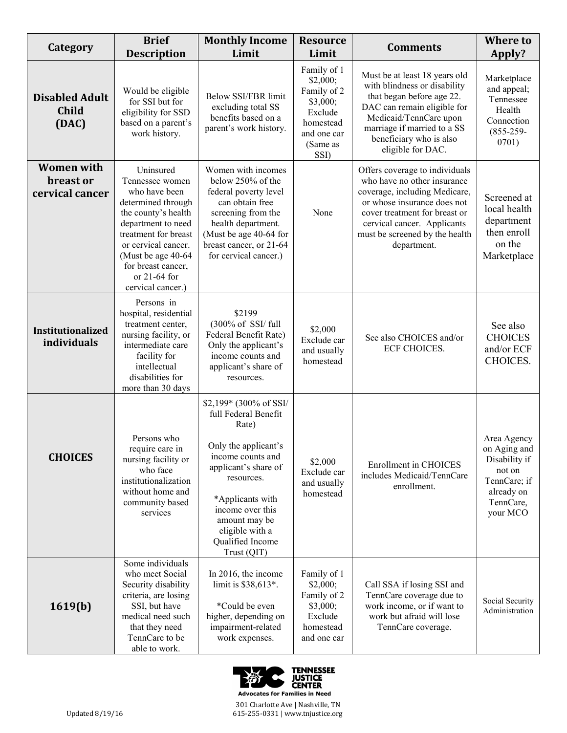| Category | Brief Description | Monthly Income Limit | Resource Limit | Comments | Where to Apply? |
|---|---|---|---|---|---|
| **Disabled Adult Child (DAC)** | Would be eligible for SSI but for eligibility for SSD based on a parent's work history. | Below SSI/FBR limit excluding total SS benefits based on a parent's work history. | Family of 1 $2,000; Family of 2 $3,000; Exclude homestead and one car (Same as SSI) | Must be at least 18 years old with blindness or disability that began before age 22. DAC can remain eligible for Medicaid/TennCare upon marriage if married to a SS beneficiary who is also eligible for DAC. | Marketplace and appeal; Tennessee Health Connection (855-259-0701) |
| **Women with breast or cervical cancer** | Uninsured Tennessee women who have been determined through the county's health department to need treatment for breast or cervical cancer. (Must be age 40-64 for breast cancer, or 21-64 for cervical cancer.) | Women with incomes below 250% of the federal poverty level can obtain free screening from the health department. (Must be age 40-64 for breast cancer, or 21-64 for cervical cancer.) | None | Offers coverage to individuals who have no other insurance coverage, including Medicare, or whose insurance does not cover treatment for breast or cervical cancer. Applicants must be screened by the health department. | Screened at local health department then enroll on the Marketplace |
| **Institutionalized individuals** | Persons in hospital, residential treatment center, nursing facility, or intermediate care facility for intellectual disabilities for more than 30 days | $2199 (300% of SSI/ full Federal Benefit Rate) Only the applicant's income counts and applicant's share of resources. | $2,000 Exclude car and usually homestead | See also CHOICES and/or ECF CHOICES. | See also CHOICES and/or ECF CHOICES. |
| **CHOICES** | Persons who require care in nursing facility or who face institutionalization without home and community based services | $2,199* (300% of SSI/ full Federal Benefit Rate) Only the applicant's income counts and applicant's share of resources. *Applicants with income over this amount may be eligible with a Qualified Income Trust (QIT) | $2,000 Exclude car and usually homestead | Enrollment in CHOICES includes Medicaid/TennCare enrollment. | Area Agency on Aging and Disability if not on TennCare; if already on TennCare, your MCO |
| **1619(b)** | Some individuals who meet Social Security disability criteria, are losing SSI, but have medical need such that they need TennCare to be able to work. | In 2016, the income limit is $38,613*. *Could be even higher, depending on impairment-related work expenses. | Family of 1 $2,000; Family of 2 $3,000; Exclude homestead and one car | Call SSA if losing SSI and TennCare coverage due to work income, or if want to work but afraid will lose TennCare coverage. | Social Security Administration |

TENNESSEE JUSTICE CENTER
Advocates for Families in Need
301 Charlotte Ave | Nashville, TN
615-255-0331 | www.tnjustice.org

Updated 8/19/16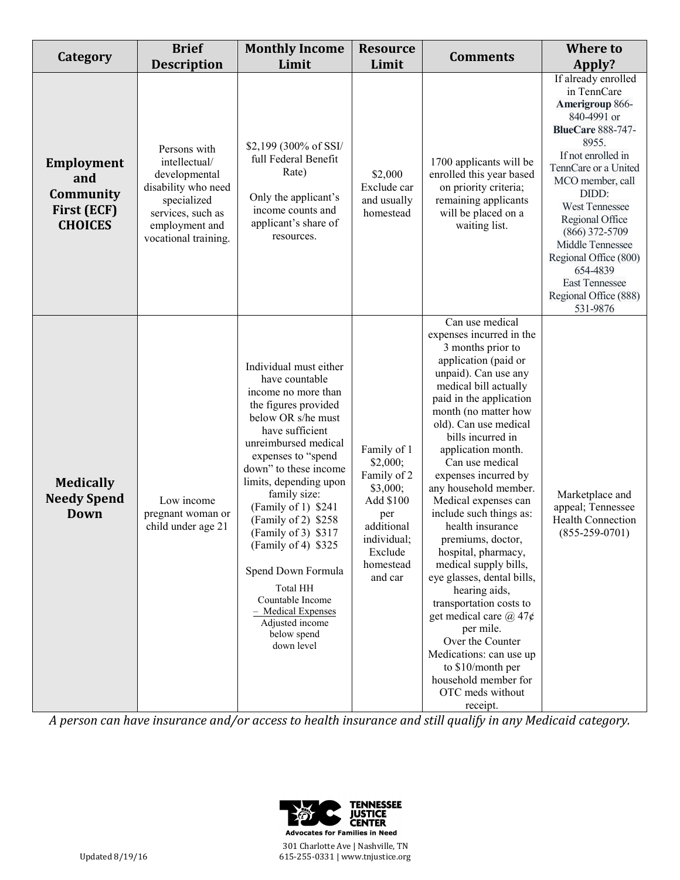| Category | Brief Description | Monthly Income Limit | Resource Limit | Comments | Where to Apply? |
|---|---|---|---|---|---|
| **Employment and Community First (ECF) CHOICES** | Persons with intellectual/ developmental disability who need specialized services, such as employment and vocational training. | $2,199 (300% of SSI/ full Federal Benefit Rate)<br><br>Only the applicant's income counts and applicant's share of resources. | $2,000 Exclude car and usually homestead | 1700 applicants will be enrolled this year based on priority criteria; remaining applicants will be placed on a waiting list. | If already enrolled in TennCare **Amerigroup** 866-840-4991 or **BlueCare** 888-747-8955.<br>If not enrolled in TennCare or a United MCO member, call DIDD:<br>West Tennessee Regional Office (866) 372-5709<br>Middle Tennessee Regional Office (800) 654-4839<br>East Tennessee Regional Office (888) 531-9876 |
| **Medically Needy Spend Down** | Low income pregnant woman or child under age 21 | Individual must either have countable income no more than the figures provided below OR s/he must have sufficient unreimbursed medical expenses to "spend down" to these income limits, depending upon family size:<br>(Family of 1) $241<br>(Family of 2) $258<br>(Family of 3) $317<br>(Family of 4) $325<br><br>Spend Down Formula<br>Total HH Countable Income<br>– Medical Expenses<br>Adjusted income below spend down level | Family of 1 $2,000; Family of 2 $3,000; Add $100 per additional individual; Exclude homestead and car | Can use medical expenses incurred in the 3 months prior to application (paid or unpaid). Can use any medical bill actually paid in the application month (no matter how old). Can use medical bills incurred in application month.<br>Can use medical expenses incurred by any household member.<br>Medical expenses can include such things as: health insurance premiums, doctor, hospital, pharmacy, medical supply bills, eye glasses, dental bills, hearing aids, transportation costs to get medical care @ 47¢ per mile.<br>Over the Counter Medications: can use up to $10/month per household member for OTC meds without receipt. | Marketplace and appeal; Tennessee Health Connection (855-259-0701) |

*A person can have insurance and/or access to health insurance and still qualify in any Medicaid category.*

TENNESSEE JUSTICE CENTER
Advocates for Families in Need

301 Charlotte Ave | Nashville, TN
615-255-0331 | www.tnjustice.org

Updated 8/19/16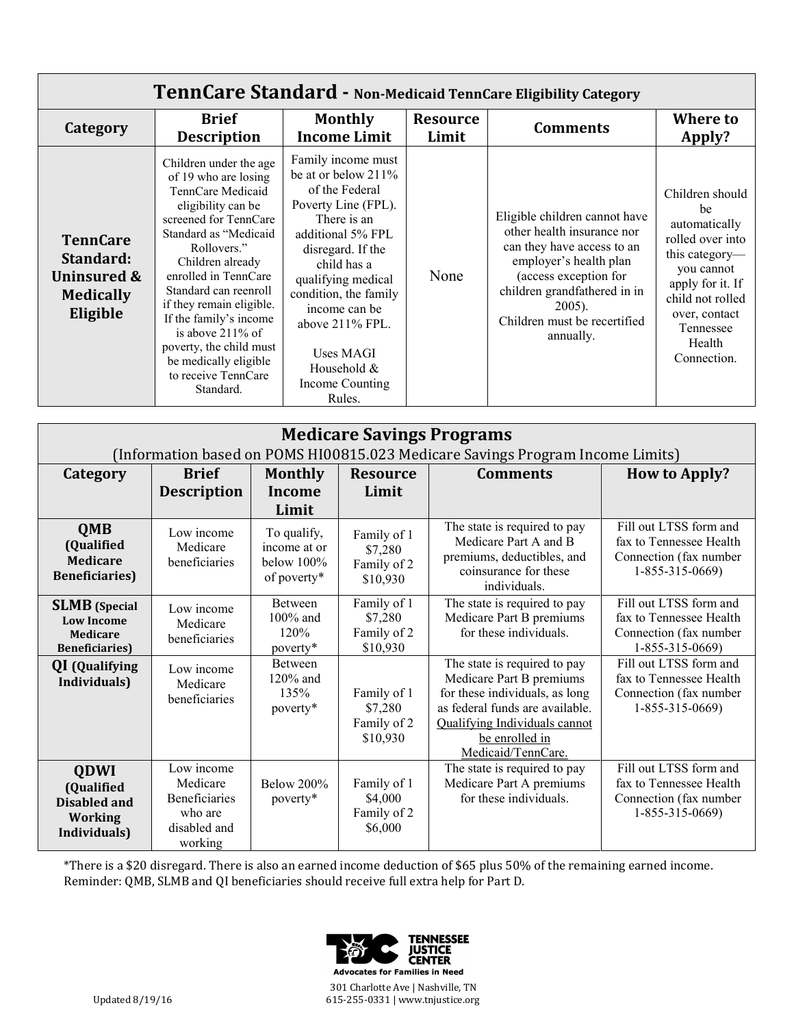| TennCare Standard - Non-Medicaid TennCare Eligibility Category | | | | | |
|---|---|---|---|---|---|
| **Category** | **Brief Description** | **Monthly Income Limit** | **Resource Limit** | **Comments** | **Where to Apply?** |
| **TennCare Standard: Uninsured & Medically Eligible** | Children under the age of 19 who are losing TennCare Medicaid eligibility can be screened for TennCare Standard as "Medicaid Rollovers." Children already enrolled in TennCare Standard can reenroll if they remain eligible. If the family's income is above 211% of poverty, the child must be medically eligible to receive TennCare Standard. | Family income must be at or below 211% of the Federal Poverty Line (FPL). There is an additional 5% FPL disregard. If the child has a qualifying medical condition, the family income can be above 211% FPL. Uses MAGI Household & Income Counting Rules. | None | Eligible children cannot have other health insurance nor can they have access to an employer's health plan (access exception for children grandfathered in in 2005). Children must be recertified annually. | Children should be automatically rolled over into this category—you cannot apply for it. If child not rolled over, contact Tennessee Health Connection. |

| Medicare Savings Programs (Information based on POMS HI00815.023 Medicare Savings Program Income Limits) | | | | | |
|---|---|---|---|---|---|
| **Category** | **Brief Description** | **Monthly Income Limit** | **Resource Limit** | **Comments** | **How to Apply?** |
| **QMB (Qualified Medicare Beneficiaries)** | Low income Medicare beneficiaries | To qualify, income at or below 100% of poverty* | Family of 1 $7,280 Family of 2 $10,930 | The state is required to pay Medicare Part A and B premiums, deductibles, and coinsurance for these individuals. | Fill out LTSS form and fax to Tennessee Health Connection (fax number 1-855-315-0669) |
| **SLMB (Special Low Income Medicare Beneficiaries)** | Low income Medicare beneficiaries | Between 100% and 120% poverty* | Family of 1 $7,280 Family of 2 $10,930 | The state is required to pay Medicare Part B premiums for these individuals. | Fill out LTSS form and fax to Tennessee Health Connection (fax number 1-855-315-0669) |
| **QI (Qualifying Individuals)** | Low income Medicare beneficiaries | Between 120% and 135% poverty* | Family of 1 $7,280 Family of 2 $10,930 | The state is required to pay Medicare Part B premiums for these individuals, as long as federal funds are available. Qualifying Individuals cannot be enrolled in Medicaid/TennCare. | Fill out LTSS form and fax to Tennessee Health Connection (fax number 1-855-315-0669) |
| **QDWI (Qualified Disabled and Working Individuals)** | Low income Medicare Beneficiaries who are disabled and working | Below 200% poverty* | Family of 1 $4,000 Family of 2 $6,000 | The state is required to pay Medicare Part A premiums for these individuals. | Fill out LTSS form and fax to Tennessee Health Connection (fax number 1-855-315-0669) |

*There is a $20 disregard. There is also an earned income deduction of $65 plus 50% of the remaining earned income.
Reminder: QMB, SLMB and QI beneficiaries should receive full extra help for Part D.

TENNESSEE JUSTICE CENTER
Advocates for Families in Need
301 Charlotte Ave | Nashville, TN
615-255-0331 | www.tnjustice.org

Updated 8/19/16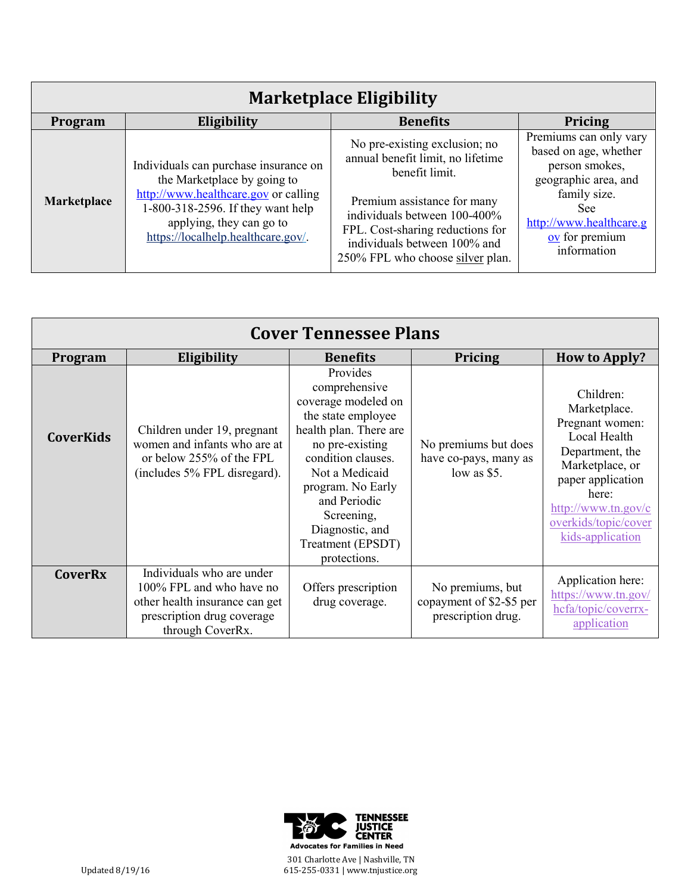| Marketplace Eligibility | | | |
|---|---|---|---|
| **Program** | **Eligibility** | **Benefits** | **Pricing** |
| **Marketplace** | Individuals can purchase insurance on the Marketplace by going to http://www.healthcare.gov or calling 1-800-318-2596. If they want help applying, they can go to https://localhelp.healthcare.gov/. | No pre-existing exclusion; no annual benefit limit, no lifetime benefit limit.<br><br>Premium assistance for many individuals between 100-400% FPL. Cost-sharing reductions for individuals between 100% and 250% FPL who choose silver plan. | Premiums can only vary based on age, whether person smokes, geographic area, and family size. See http://www.healthcare.gov for premium information |

| Cover Tennessee Plans | | | | |
|---|---|---|---|---|
| **Program** | **Eligibility** | **Benefits** | **Pricing** | **How to Apply?** |
| **CoverKids** | Children under 19, pregnant women and infants who are at or below 255% of the FPL (includes 5% FPL disregard). | Provides comprehensive coverage modeled on the state employee health plan. There are no pre-existing condition clauses. Not a Medicaid program. No Early and Periodic Screening, Diagnostic, and Treatment (EPSDT) protections. | No premiums but does have co-pays, many as low as $5. | Children: Marketplace. Pregnant women: Local Health Department, the Marketplace, or paper application here: http://www.tn.gov/coverkids/topic/coverkids-application |
| **CoverRx** | Individuals who are under 100% FPL and who have no other health insurance can get prescription drug coverage through CoverRx. | Offers prescription drug coverage. | No premiums, but copayment of $2-$5 per prescription drug. | Application here: https://www.tn.gov/hcfa/topic/coverrx-application |

TENNESSEE JUSTICE CENTER
Advocates for Families in Need

301 Charlotte Ave | Nashville, TN
615-255-0331 | www.tnjustice.org

Updated 8/19/16